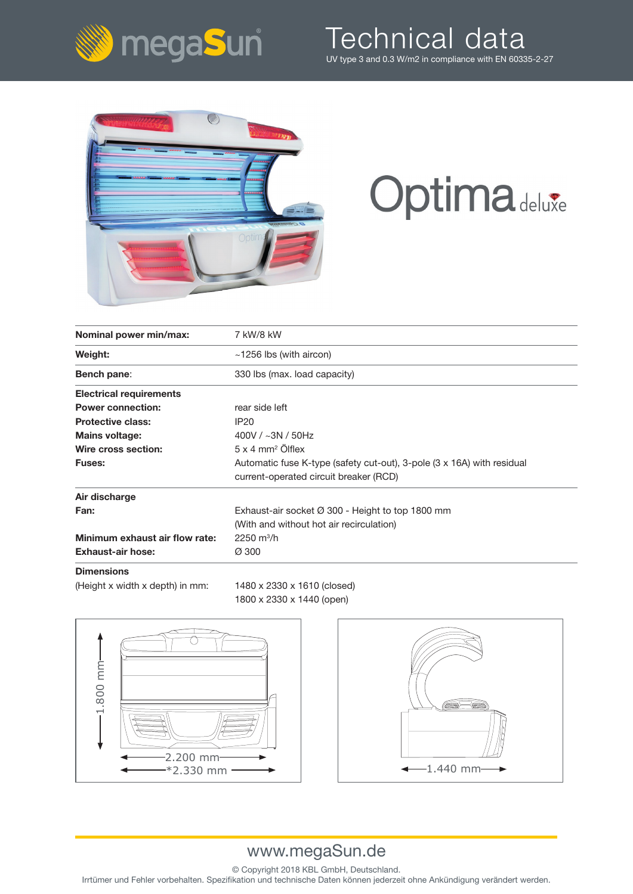megaSun®

# Technical data

UV type 3 and 0.3 W/m2 in compliance with EN 60335-2-27

## Optima deluxe

| | |
|---|---|
| **Nominal power min/max:** | 7 kW/8 kW |
| **Weight:** | ~1256 lbs (with aircon) |
| **Bench pane**: | 330 lbs (max. load capacity) |
| **Electrical requirements** | |
| **Power connection:** | rear side left |
| **Protective class:** | IP20 |
| **Mains voltage:** | 400V / ~3N / 50Hz |
| **Wire cross section:** | 5 x 4 mm² Ölflex |
| **Fuses:** | Automatic fuse K-type (safety cut-out), 3-pole (3 x 16A) with residual current-operated circuit breaker (RCD) |
| **Air discharge** | |
| **Fan:** | Exhaust-air socket Ø 300 - Height to top 1800 mm (With and without hot air recirculation) |
| **Minimum exhaust air flow rate:** | 2250 m³/h |
| **Exhaust-air hose:** | Ø 300 |
| **Dimensions** | |
| (Height x width x depth) in mm: | 1480 x 2330 x 1610 (closed)<br>1800 x 2330 x 1440 (open) |

1.800 mm
2.200 mm
*2.330 mm

1.440 mm

www.megaSun.de

© Copyright 2018 KBL GmbH, Deutschland.
Irrtümer und Fehler vorbehalten. Spezifikation und technische Daten können jederzeit ohne Ankündigung verändert werden.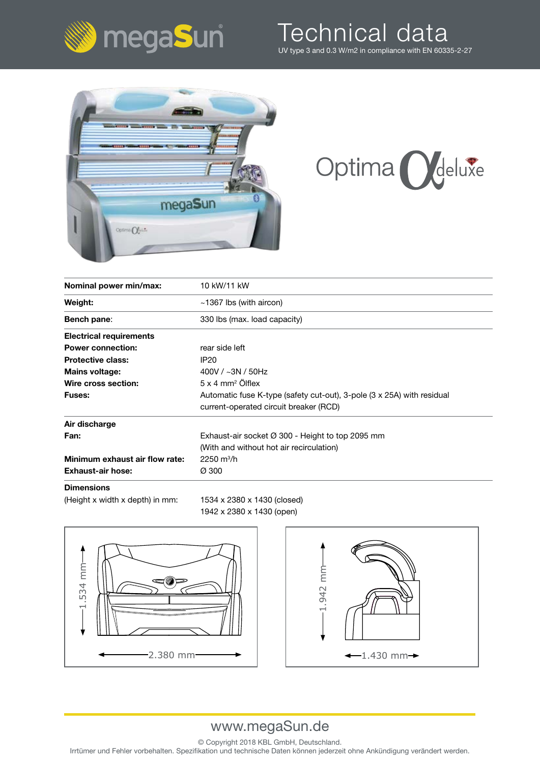# megaSun

# Technical data

UV type 3 and 0.3 W/m2 in compliance with EN 60335-2-27

Optima deluxe

| | |
|---|---|
| **Nominal power min/max:** | 10 kW/11 kW |
| **Weight:** | ~1367 lbs (with aircon) |
| **Bench pane**: | 330 lbs (max. load capacity) |
| **Electrical requirements** | |
| **Power connection:** | rear side left |
| **Protective class:** | IP20 |
| **Mains voltage:** | 400V / ~3N / 50Hz |
| **Wire cross section:** | 5 x 4 mm² Ölflex |
| **Fuses:** | Automatic fuse K-type (safety cut-out), 3-pole (3 x 25A) with residual current-operated circuit breaker (RCD) |
| **Air discharge** | |
| **Fan:** | Exhaust-air socket Ø 300 - Height to top 2095 mm (With and without hot air recirculation) |
| **Minimum exhaust air flow rate:** | 2250 m³/h |
| **Exhaust-air hose:** | Ø 300 |
| **Dimensions** | |
| (Height x width x depth) in mm: | 1534 x 2380 x 1430 (closed)<br>1942 x 2380 x 1430 (open) |

1.534 mm

2.380 mm

1.942 mm

1.430 mm

www.megaSun.de

© Copyright 2018 KBL GmbH, Deutschland.
Irrtümer und Fehler vorbehalten. Spezifikation und technische Daten können jederzeit ohne Ankündigung verändert werden.